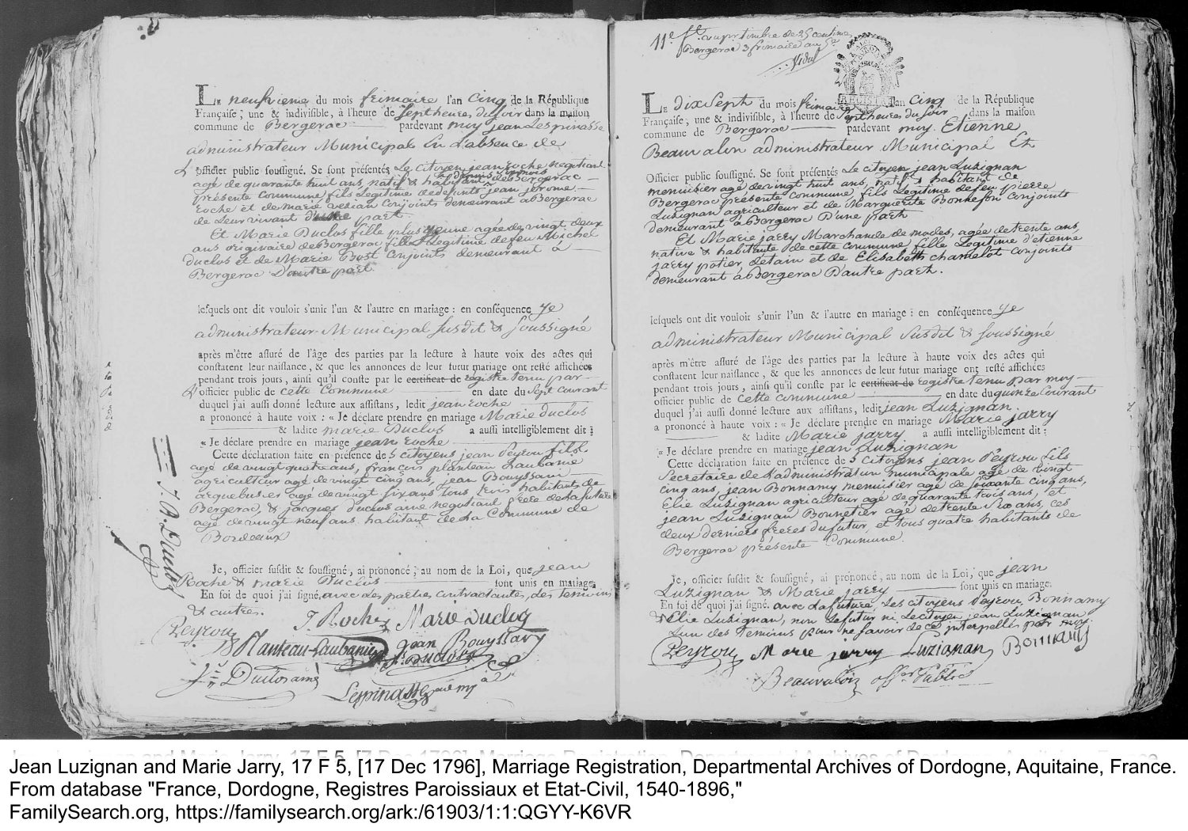## Left page

Le neufvieme du mois frimaire l'an Cinq de la République Française, une & indivisible, à l'heure de Sept heure du soir dans la maison commune de Bergerac pardevant moy Jean Lespinasse administrateur Municipal en l'absence de l'officier public soussigné. Se sont présentés le citoyen jean Roche negotiant agé de quarante huit ans, natif & habitant de Bergerac présente commune fils legitime de defunts jean Jerome Roche et de Marie Orelian conjoints demeurant a Bergerac de leur vivant d'une part

Et Marie Duclos fille plus jeune agée de vingt deux ans originaire de Bergerac fille legitime de feu Michel Duclos & de Marie Bost conjoints demeurant a Bergerac d'autre part.

lesquels ont dit vouloir s'unir l'un & l'autre en mariage : en conséquence je administrateur Municipal susdit & soussigné après m'être assuré de l'âge des parties par la lecture à haute voix des actes qui constatent leur naissance, & que les annonces de leur futur mariage ont resté affichées pendant trois jours, ainsi qu'il conste par le ~~certificat de~~ registre tenu par l'officier public de cette Commune en date du sept courant duquel j'ai aussi donné lecture aux assistans, ledit jean Roche a prononcé à haute voix : « Je déclare prendre en mariage Marie Duclos & ladite marie Duclos a aussi intelligiblement dit : « Je déclare prendre en mariage jean Roche

Cette déclaration faite en présence de 5 citoyens jean Peyrou fils agé de vingt quatre ans, françois Planteau Laubanie agriculteur agé de vingt cinq ans, jean Bouyssou arquebusier agé de vingt six ans tous trois habitants de Bergerac, & jacques Duclos ainé negotiant frere de la future agé de vingt neuf ans habitant de la Commune de Bordeaux

Je, officier susdit & soussigné, ai prononcé, au nom de la Loi, que jean Roche & marie Duclos sont unis en mariage. En foi de quoi j'ai signé avec les partis contractantes, les temoins & autres.

J. Roche Marie Duclos Peyrou Planteau-Laubanie Jean Bouyssou Duclos J. Duclos ainé Lespinasse adm

## Right page

11 ff. au pr timbre de 25 centimes Bergerac 3 frimaire an 5 Vidal

Le dix Sept du mois frimaire l'an Cinq de la République Française, une & indivisible, à l'heure de Sept heure du soir dans la maison commune de Bergerac pardevant moy Etienne Beauvalon administrateur Municipal et officier public soussigné. Se sont présentés le citoyen jean Luzignan menuisier agé de vingt huit ans, natif & habitant de Bergerac présente commune fils legitime de feu pierre Luzignan agriculteur et de Marguerite Bonnefon conjoints demeurant a Bergerac d'une part

Et Marie Jarry Marchande de modes, agée de trente ans native & habitante de cette commune fille legitime d'etienne Jarry potier d'etain et de Elisabeth Charlelot conjoints demeurant a Bergerac d'autre part.

lesquels ont dit vouloir s'unir l'un & l'autre en mariage : en conséquence je administrateur Municipal susdit & soussigné après m'être assuré de l'âge des parties par la lecture à haute voix des actes qui constatent leur naissance, & que les annonces de leur futur mariage ont resté affichées pendant trois jours, ainsi qu'il conste par le ~~certificat de~~ registre tenu par moy officier public de cette commune en date du quinze courant duquel j'ai aussi donné lecture aux assistans, ledit jean Luzignan a prononcé à haute voix : « Je déclare prendre en mariage Marie Jarry & ladite Marie Jarry a aussi intelligiblement dit : « Je déclare prendre en mariage jean Luzignan

Cette déclaration faite en présence de 5 citoyens jean Peyrou fils Secretaire de l'administration municipale agé de vingt cinq ans, jean Bonnamy menuisier agé de soixante cinq ans, Elie Luzignan agriculteur agé de quarante trois ans, et jean Luzignan Bonnetier agé de trente deux ans, ces deux derniers freres du futur, et tous quatre habitants de Bergerac présente Commune.

Je, officier susdit & soussigné, ai prononcé, au nom de la Loi, que jean Luzignan & Marie Jarry sont unis en mariage. En foi de quoi j'ai signé avec la future, les citoyens Peyrou, Bonnamy & Elie Luzignan, non le futur ni le citoyen jean Luzignan l'un des temoins pour ne savoir de ce interpellés par moy.

Peyrou Marie Jarry Luzignan Bonnamy Beauvalon off. public

Jean Luzignan and Marie Jarry, 17 F 5, [17 Dec 1796], Marriage Registration, Departmental Archives of Dordogne, Aquitaine, France. From database "France, Dordogne, Registres Paroissiaux et Etat-Civil, 1540-1896," FamilySearch.org, https://familysearch.org/ark:/61903/1:1:QGYY-K6VR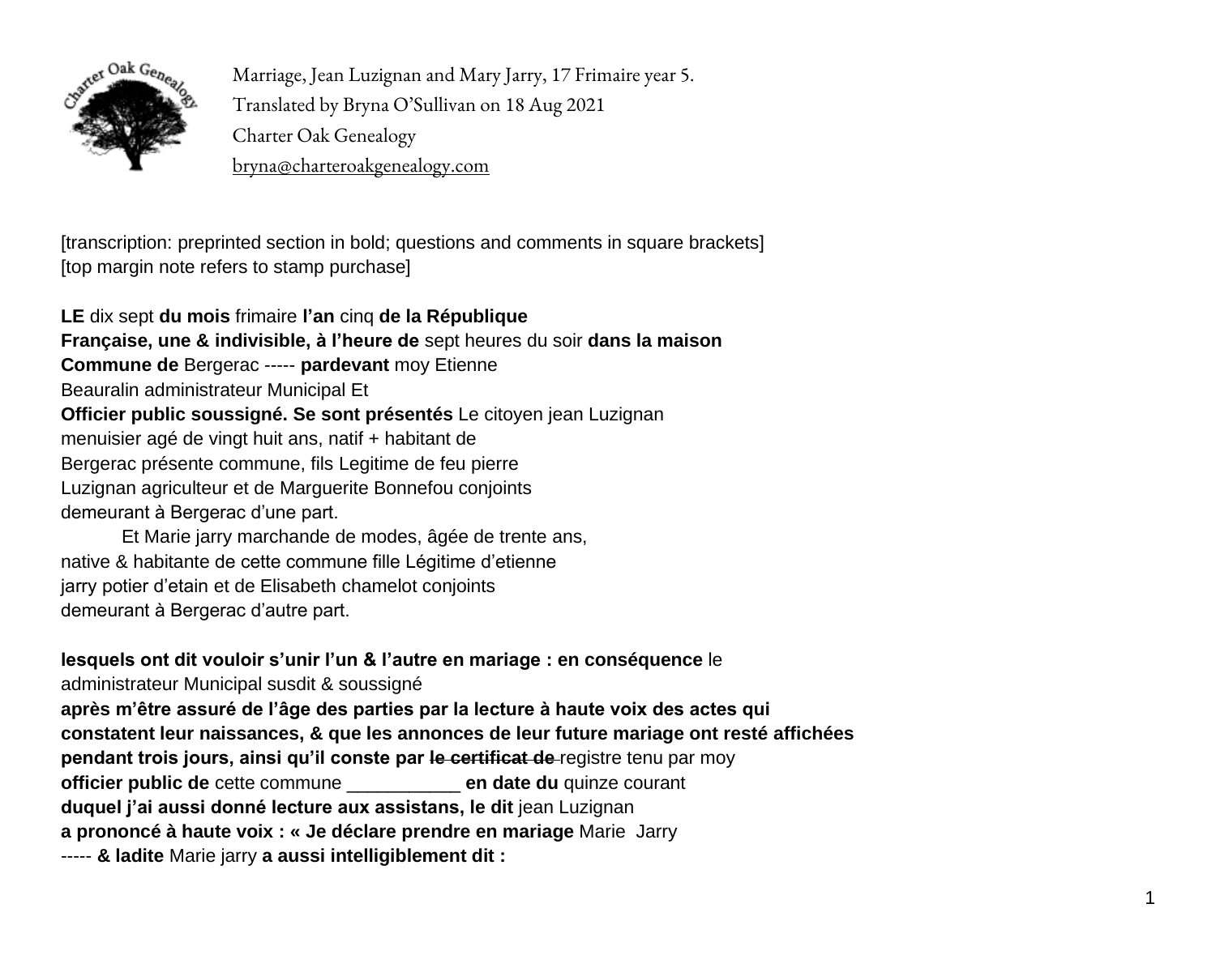Marriage, Jean Luzignan and Mary Jarry, 17 Frimaire year 5.
Translated by Bryna O'Sullivan on 18 Aug 2021
Charter Oak Genealogy
bryna@charteroakgenealogy.com

[transcription: preprinted section in bold; questions and comments in square brackets]
[top margin note refers to stamp purchase]

**LE** dix sept **du mois** frimaire **l'an** cinq **de la République**
**Française, une & indivisible, à l'heure de** sept heures du soir **dans la maison**
**Commune de** Bergerac ----- **pardevant** moy Etienne
Beauralin administrateur Municipal Et
**Officier public soussigné. Se sont présentés** Le citoyen jean Luzignan
menuisier agé de vingt huit ans, natif + habitant de
Bergerac présente commune, fils Legitime de feu pierre
Luzignan agriculteur et de Marguerite Bonnefou conjoints
demeurant à Bergerac d'une part.

Et Marie jarry marchande de modes, âgée de trente ans,
native & habitante de cette commune fille Légitime d'etienne
jarry potier d'etain et de Elisabeth chamelot conjoints
demeurant à Bergerac d'autre part.

**lesquels ont dit vouloir s'unir l'un & l'autre en mariage : en conséquence** le
administrateur Municipal susdit & soussigné
**après m'être assuré de l'âge des parties par la lecture à haute voix des actes qui**
**constatent leur naissances, & que les annonces de leur future mariage ont resté affichées**
**pendant trois jours, ainsi qu'il conste par** ~~**le certificat de**~~ registre tenu par moy
**officier public de** cette commune ___________ **en date du** quinze courant
**duquel j'ai aussi donné lecture aux assistans, le dit** jean Luzignan
**a prononcé à haute voix : « Je déclare prendre en mariage** Marie Jarry
----- **& ladite** Marie jarry **a aussi intelligiblement dit :**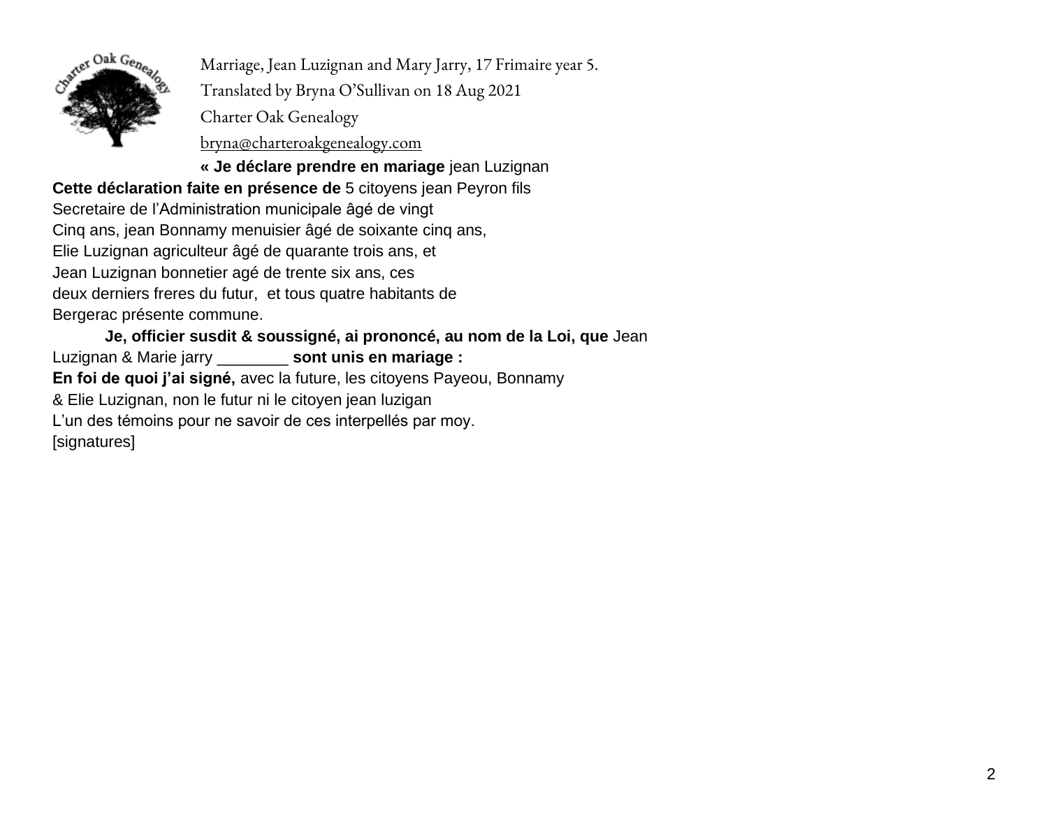Marriage, Jean Luzignan and Mary Jarry, 17 Frimaire year 5.

Translated by Bryna O'Sullivan on 18 Aug 2021

Charter Oak Genealogy

bryna@charteroakgenealogy.com

**« Je déclare prendre en mariage** jean Luzignan

**Cette déclaration faite en présence de** 5 citoyens jean Peyron fils
Secretaire de l'Administration municipale âgé de vingt
Cinq ans, jean Bonnamy menuisier âgé de soixante cinq ans,
Elie Luzignan agriculteur âgé de quarante trois ans, et
Jean Luzignan bonnetier agé de trente six ans, ces
deux derniers freres du futur, et tous quatre habitants de
Bergerac présente commune.

**Je, officier susdit & soussigné, ai prononcé, au nom de la Loi, que** Jean
Luzignan & Marie jarry ________ **sont unis en mariage :**

**En foi de quoi j'ai signé,** avec la future, les citoyens Payeou, Bonnamy
& Elie Luzignan, non le futur ni le citoyen jean luzigan
L'un des témoins pour ne savoir de ces interpellés par moy.
[signatures]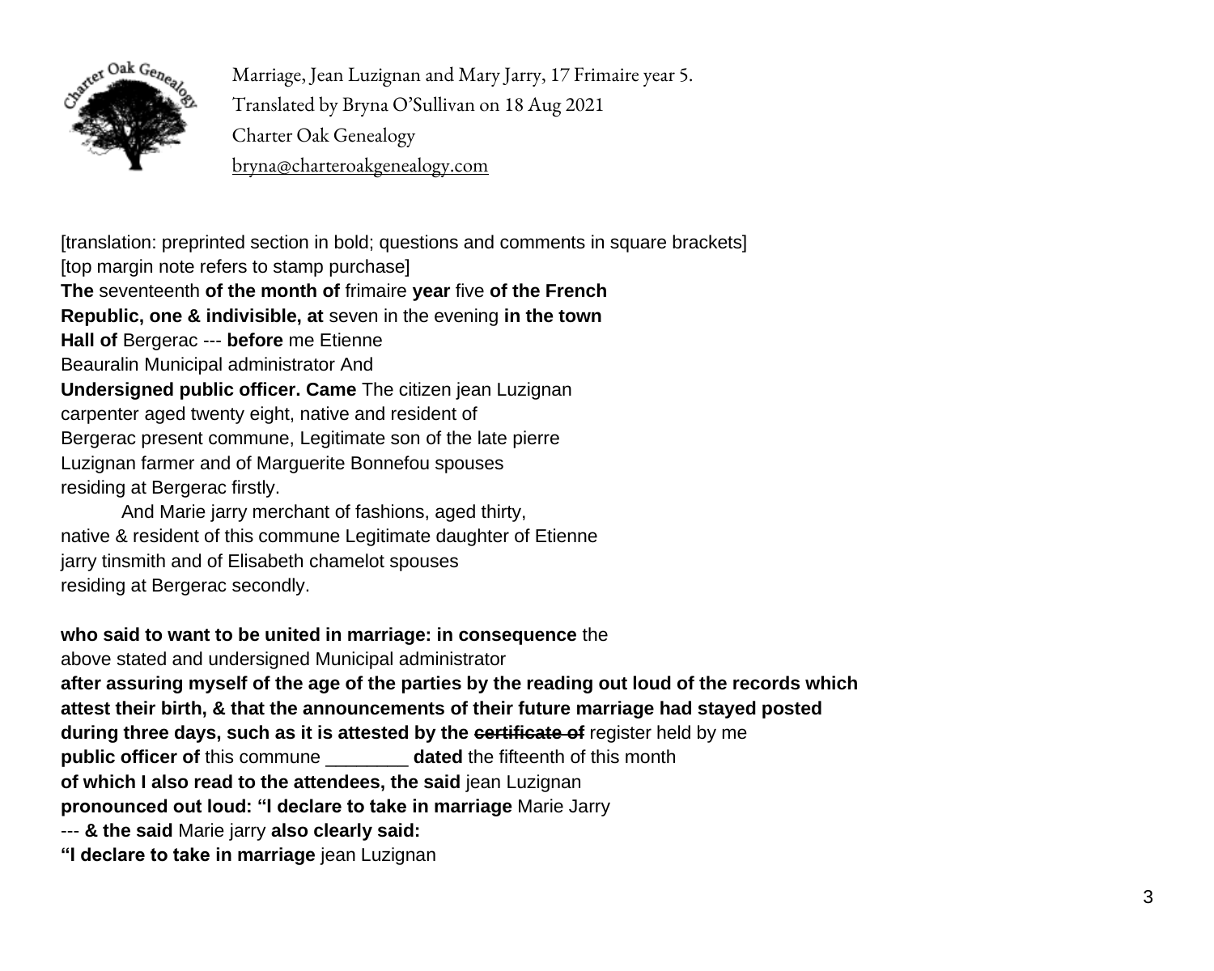Marriage, Jean Luzignan and Mary Jarry, 17 Frimaire year 5.
Translated by Bryna O'Sullivan on 18 Aug 2021
Charter Oak Genealogy
bryna@charteroakgenealogy.com

[translation: preprinted section in bold; questions and comments in square brackets]
[top margin note refers to stamp purchase]
**The** seventeenth **of the month of** frimaire **year** five **of the French Republic, one & indivisible, at** seven in the evening **in the town Hall of** Bergerac --- **before** me Etienne Beauralin Municipal administrator And **Undersigned public officer. Came** The citizen jean Luzignan carpenter aged twenty eight, native and resident of Bergerac present commune, Legitimate son of the late pierre Luzignan farmer and of Marguerite Bonnefou spouses residing at Bergerac firstly.

And Marie jarry merchant of fashions, aged thirty, native & resident of this commune Legitimate daughter of Etienne jarry tinsmith and of Elisabeth chamelot spouses residing at Bergerac secondly.

**who said to want to be united in marriage: in consequence** the above stated and undersigned Municipal administrator **after assuring myself of the age of the parties by the reading out loud of the records which attest their birth, & that the announcements of their future marriage had stayed posted during three days, such as it is attested by the ~~certificate of~~** register held by me **public officer of** this commune ________ **dated** the fifteenth of this month **of which I also read to the attendees, the said** jean Luzignan **pronounced out loud: "I declare to take in marriage** Marie Jarry --- **& the said** Marie jarry **also clearly said: "I declare to take in marriage** jean Luzignan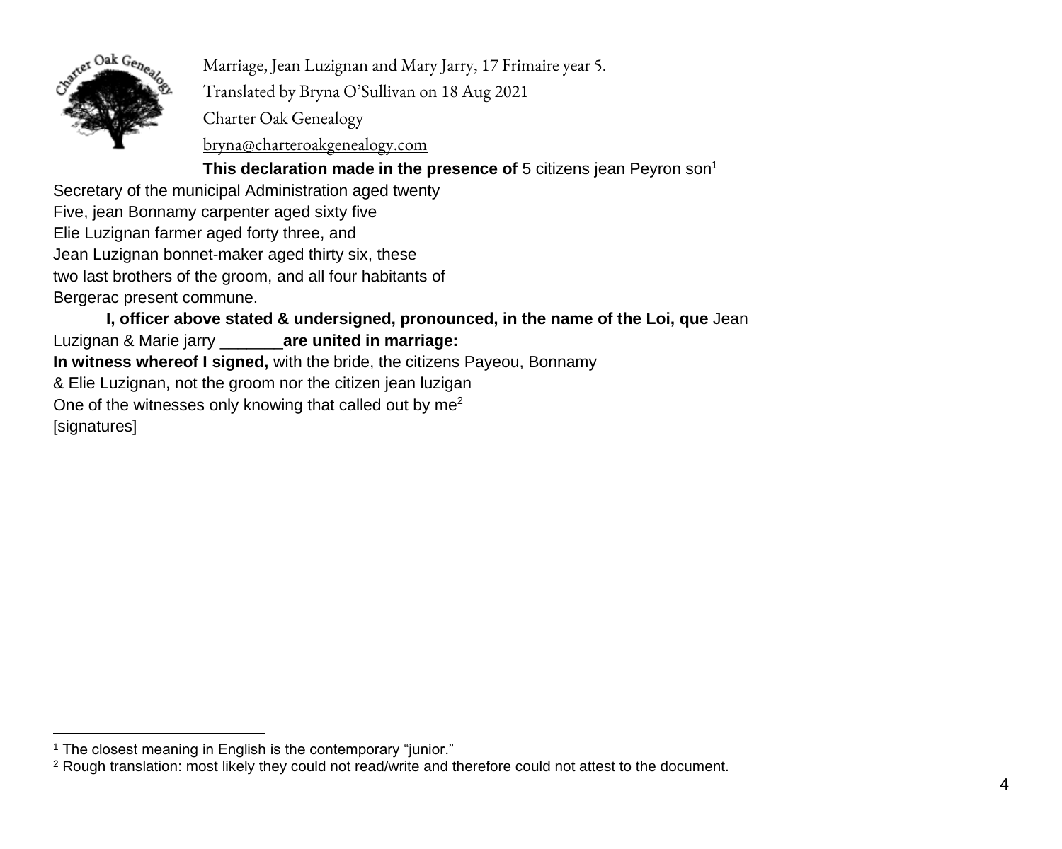Marriage, Jean Luzignan and Mary Jarry, 17 Frimaire year 5.

Translated by Bryna O'Sullivan on 18 Aug 2021

Charter Oak Genealogy

bryna@charteroakgenealogy.com

**This declaration made in the presence of** 5 citizens jean Peyron son[1]
Secretary of the municipal Administration aged twenty
Five, jean Bonnamy carpenter aged sixty five
Elie Luzignan farmer aged forty three, and
Jean Luzignan bonnet-maker aged thirty six, these
two last brothers of the groom, and all four habitants of
Bergerac present commune.

**I, officer above stated & undersigned, pronounced, in the name of the Loi, que** Jean
Luzignan & Marie jarry _______**are united in marriage:**
**In witness whereof I signed,** with the bride, the citizens Payeou, Bonnamy
& Elie Luzignan, not the groom nor the citizen jean luzigan
One of the witnesses only knowing that called out by me[2]
[signatures]

---

[1] The closest meaning in English is the contemporary "junior."

[2] Rough translation: most likely they could not read/write and therefore could not attest to the document.